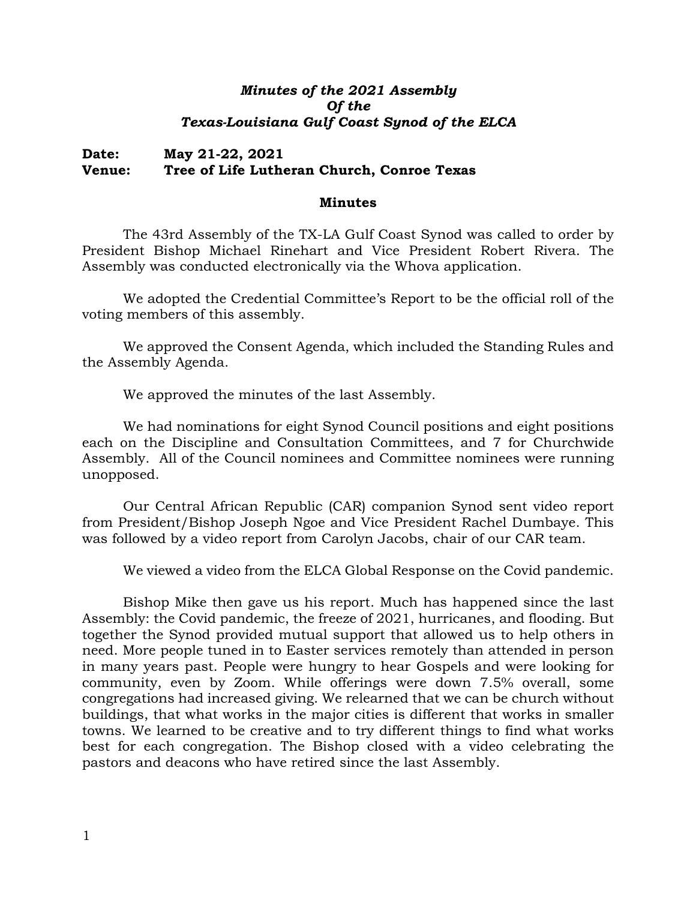***Minutes of the 2021 Assembly***
***Of the***
***Texas-Louisiana Gulf Coast Synod of the ELCA***

**Date: May 21-22, 2021**
**Venue: Tree of Life Lutheran Church, Conroe Texas**

**Minutes**

The 43rd Assembly of the TX-LA Gulf Coast Synod was called to order by President Bishop Michael Rinehart and Vice President Robert Rivera. The Assembly was conducted electronically via the Whova application.

We adopted the Credential Committee's Report to be the official roll of the voting members of this assembly.

We approved the Consent Agenda, which included the Standing Rules and the Assembly Agenda.

We approved the minutes of the last Assembly.

We had nominations for eight Synod Council positions and eight positions each on the Discipline and Consultation Committees, and 7 for Churchwide Assembly. All of the Council nominees and Committee nominees were running unopposed.

Our Central African Republic (CAR) companion Synod sent video report from President/Bishop Joseph Ngoe and Vice President Rachel Dumbaye. This was followed by a video report from Carolyn Jacobs, chair of our CAR team.

We viewed a video from the ELCA Global Response on the Covid pandemic.

Bishop Mike then gave us his report. Much has happened since the last Assembly: the Covid pandemic, the freeze of 2021, hurricanes, and flooding. But together the Synod provided mutual support that allowed us to help others in need. More people tuned in to Easter services remotely than attended in person in many years past. People were hungry to hear Gospels and were looking for community, even by Zoom. While offerings were down 7.5% overall, some congregations had increased giving. We relearned that we can be church without buildings, that what works in the major cities is different that works in smaller towns. We learned to be creative and to try different things to find what works best for each congregation. The Bishop closed with a video celebrating the pastors and deacons who have retired since the last Assembly.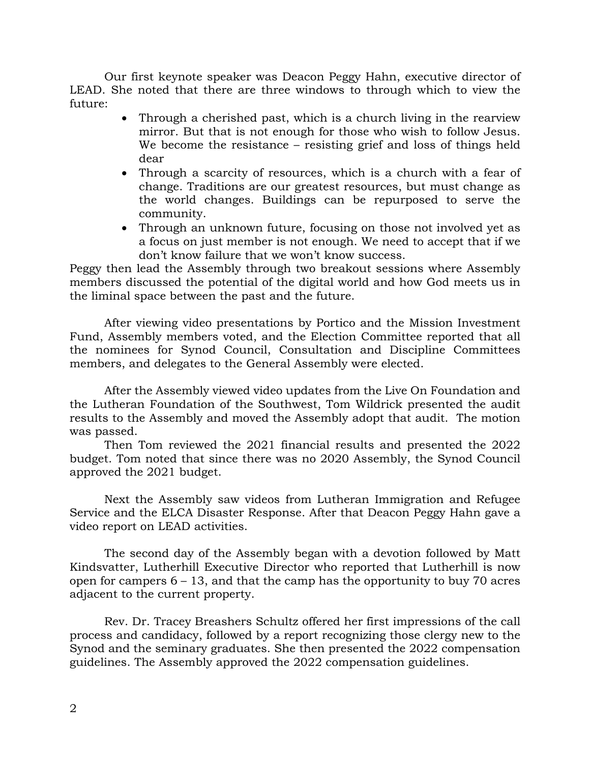Our first keynote speaker was Deacon Peggy Hahn, executive director of LEAD. She noted that there are three windows to through which to view the future:

- Through a cherished past, which is a church living in the rearview mirror. But that is not enough for those who wish to follow Jesus. We become the resistance – resisting grief and loss of things held dear
- Through a scarcity of resources, which is a church with a fear of change. Traditions are our greatest resources, but must change as the world changes. Buildings can be repurposed to serve the community.
- Through an unknown future, focusing on those not involved yet as a focus on just member is not enough. We need to accept that if we don't know failure that we won't know success.

Peggy then lead the Assembly through two breakout sessions where Assembly members discussed the potential of the digital world and how God meets us in the liminal space between the past and the future.

After viewing video presentations by Portico and the Mission Investment Fund, Assembly members voted, and the Election Committee reported that all the nominees for Synod Council, Consultation and Discipline Committees members, and delegates to the General Assembly were elected.

After the Assembly viewed video updates from the Live On Foundation and the Lutheran Foundation of the Southwest, Tom Wildrick presented the audit results to the Assembly and moved the Assembly adopt that audit. The motion was passed.

Then Tom reviewed the 2021 financial results and presented the 2022 budget. Tom noted that since there was no 2020 Assembly, the Synod Council approved the 2021 budget.

Next the Assembly saw videos from Lutheran Immigration and Refugee Service and the ELCA Disaster Response. After that Deacon Peggy Hahn gave a video report on LEAD activities.

The second day of the Assembly began with a devotion followed by Matt Kindsvatter, Lutherhill Executive Director who reported that Lutherhill is now open for campers 6 – 13, and that the camp has the opportunity to buy 70 acres adjacent to the current property.

Rev. Dr. Tracey Breashers Schultz offered her first impressions of the call process and candidacy, followed by a report recognizing those clergy new to the Synod and the seminary graduates. She then presented the 2022 compensation guidelines. The Assembly approved the 2022 compensation guidelines.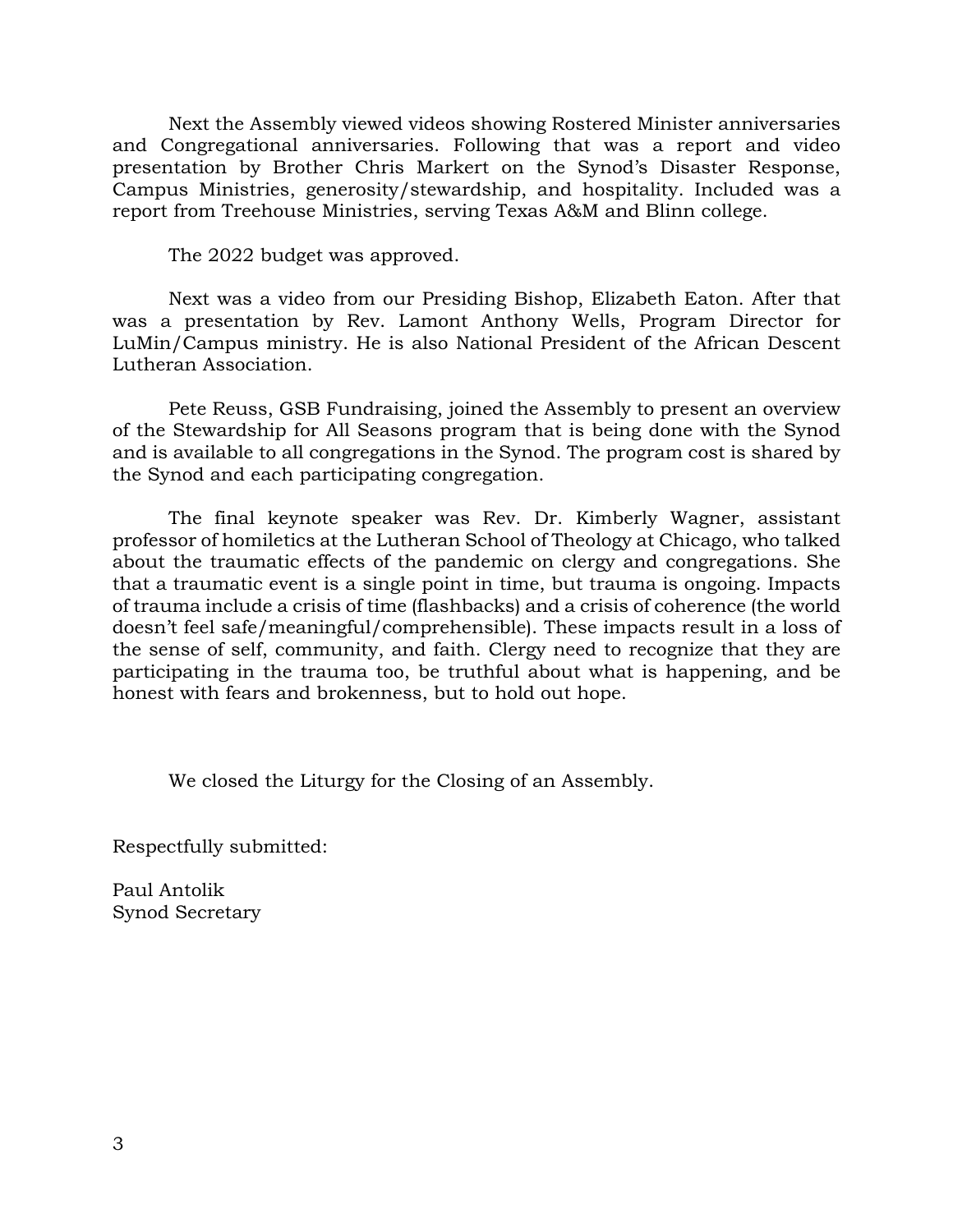Next the Assembly viewed videos showing Rostered Minister anniversaries and Congregational anniversaries. Following that was a report and video presentation by Brother Chris Markert on the Synod's Disaster Response, Campus Ministries, generosity/stewardship, and hospitality. Included was a report from Treehouse Ministries, serving Texas A&M and Blinn college.

The 2022 budget was approved.

Next was a video from our Presiding Bishop, Elizabeth Eaton. After that was a presentation by Rev. Lamont Anthony Wells, Program Director for LuMin/Campus ministry. He is also National President of the African Descent Lutheran Association.

Pete Reuss, GSB Fundraising, joined the Assembly to present an overview of the Stewardship for All Seasons program that is being done with the Synod and is available to all congregations in the Synod. The program cost is shared by the Synod and each participating congregation.

The final keynote speaker was Rev. Dr. Kimberly Wagner, assistant professor of homiletics at the Lutheran School of Theology at Chicago, who talked about the traumatic effects of the pandemic on clergy and congregations. She that a traumatic event is a single point in time, but trauma is ongoing. Impacts of trauma include a crisis of time (flashbacks) and a crisis of coherence (the world doesn't feel safe/meaningful/comprehensible). These impacts result in a loss of the sense of self, community, and faith. Clergy need to recognize that they are participating in the trauma too, be truthful about what is happening, and be honest with fears and brokenness, but to hold out hope.

We closed the Liturgy for the Closing of an Assembly.

Respectfully submitted:

Paul Antolik
Synod Secretary